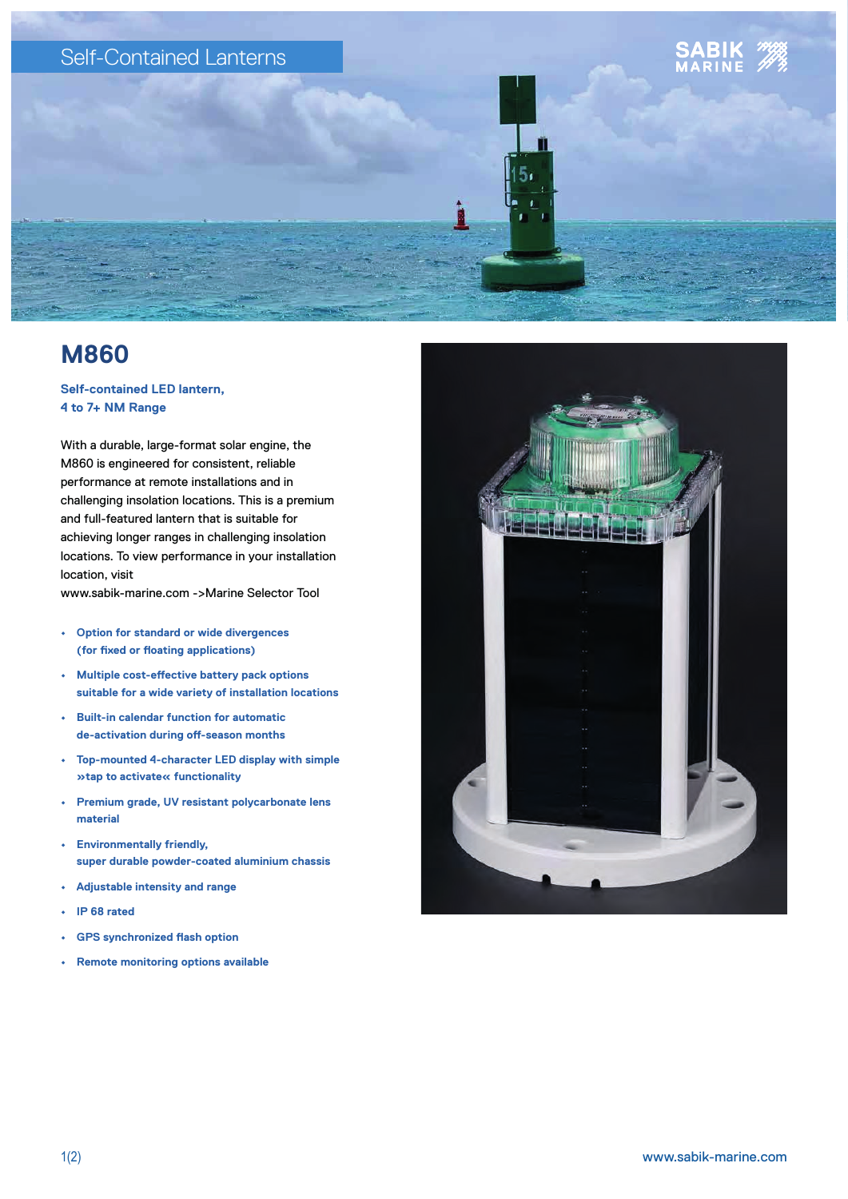Self-Contained Lanterns

# M860

**Self-contained LED lantern, 4 to 7+ NM Range**

With a durable, large-format solar engine, the M860 is engineered for consistent, reliable performance at remote installations and in challenging insolation locations. This is a premium and full-featured lantern that is suitable for achieving longer ranges in challenging insolation locations. To view performance in your installation location, visit www.sabik-marine.com ->Marine Selector Tool

- Option for standard or wide divergences (for fixed or floating applications)
- Multiple cost-effective battery pack options suitable for a wide variety of installation locations
- Built-in calendar function for automatic de-activation during off-season months
- Top-mounted 4-character LED display with simple »tap to activate« functionality
- Premium grade, UV resistant polycarbonate lens material
- Environmentally friendly, super durable powder-coated aluminium chassis
- Adjustable intensity and range
- IP 68 rated
- GPS synchronized flash option
- Remote monitoring options available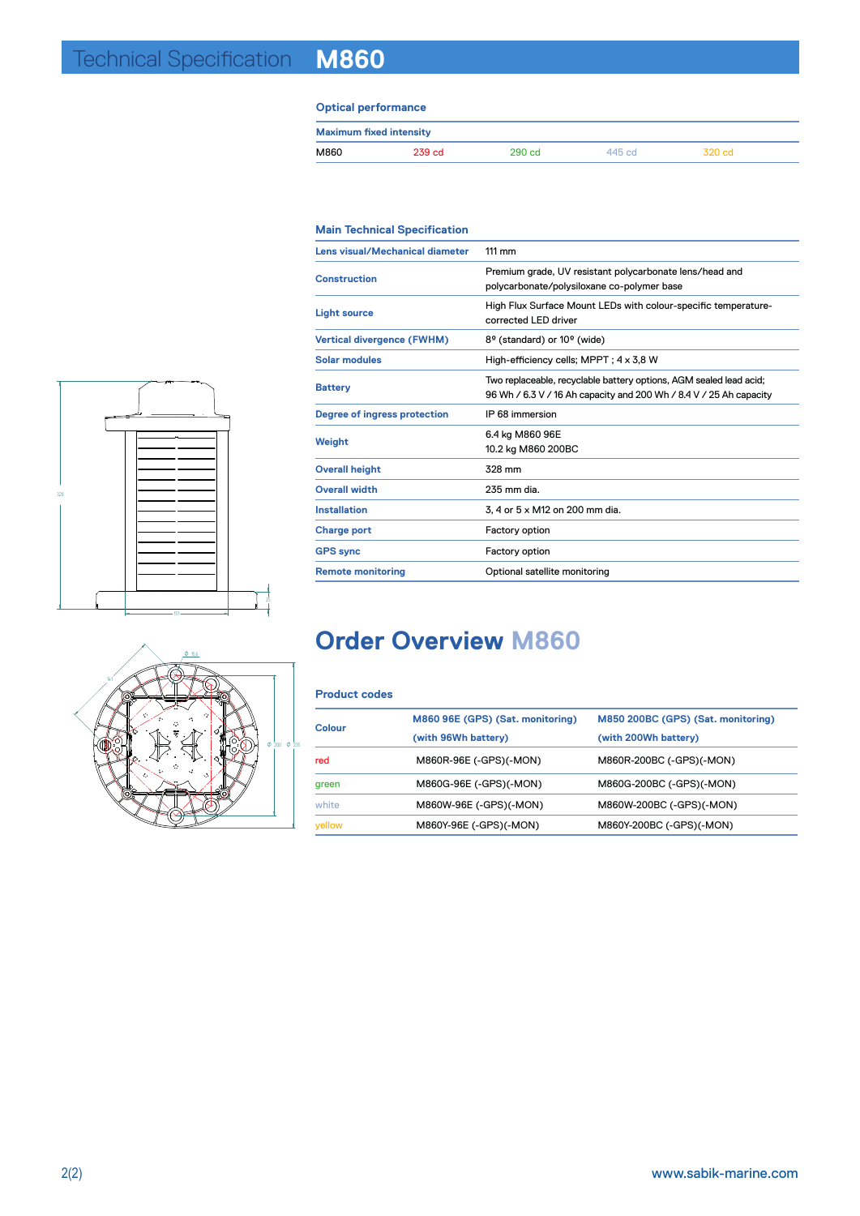# Technical Specification M860

## Optical performance

| Maximum fixed intensity | | | | |
|---|---|---|---|---|
| M860 | 239 cd | 290 cd | 445 cd | 320 cd |

## Main Technical Specification

| | |
|---|---|
| Lens visual/Mechanical diameter | 111 mm |
| Construction | Premium grade, UV resistant polycarbonate lens/head and polycarbonate/polysiloxane co-polymer base |
| Light source | High Flux Surface Mount LEDs with colour-specific temperature-corrected LED driver |
| Vertical divergence (FWHM) | 8º (standard) or 10º (wide) |
| Solar modules | High-efficiency cells; MPPT ; 4 x 3,8 W |
| Battery | Two replaceable, recyclable battery options, AGM sealed lead acid; 96 Wh / 6.3 V / 16 Ah capacity and 200 Wh / 8.4 V / 25 Ah capacity |
| Degree of ingress protection | IP 68 immersion |
| Weight | 6.4 kg M860 96E<br>10.2 kg M860 200BC |
| Overall height | 328 mm |
| Overall width | 235 mm dia. |
| Installation | 3, 4 or 5 x M12 on 200 mm dia. |
| Charge port | Factory option |
| GPS sync | Factory option |
| Remote monitoring | Optional satellite monitoring |

# Order Overview M860

## Product codes

| Colour | M860 96E (GPS) (Sat. monitoring) (with 96Wh battery) | M850 200BC (GPS) (Sat. monitoring) (with 200Wh battery) |
|---|---|---|
| red | M860R-96E (-GPS)(-MON) | M860R-200BC (-GPS)(-MON) |
| green | M860G-96E (-GPS)(-MON) | M860G-200BC (-GPS)(-MON) |
| white | M860W-96E (-GPS)(-MON) | M860W-200BC (-GPS)(-MON) |
| yellow | M860Y-96E (-GPS)(-MON) | M860Y-200BC (-GPS)(-MON) |

www.sabik-marine.com